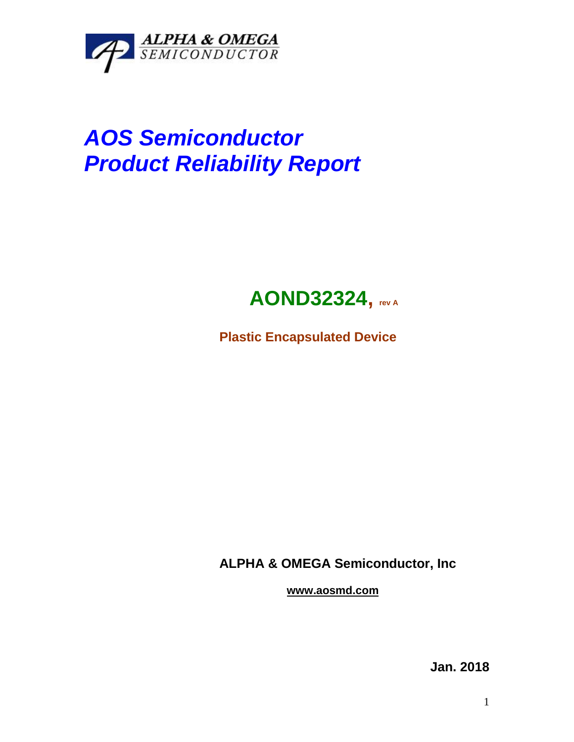ALPHA & OMEGA SEMICONDUCTOR

# *AOS Semiconductor*
# *Product Reliability Report*

## AOND32324, rev A

**Plastic Encapsulated Device**

**ALPHA & OMEGA Semiconductor, Inc**

**www.aosmd.com**

**Jan. 2018**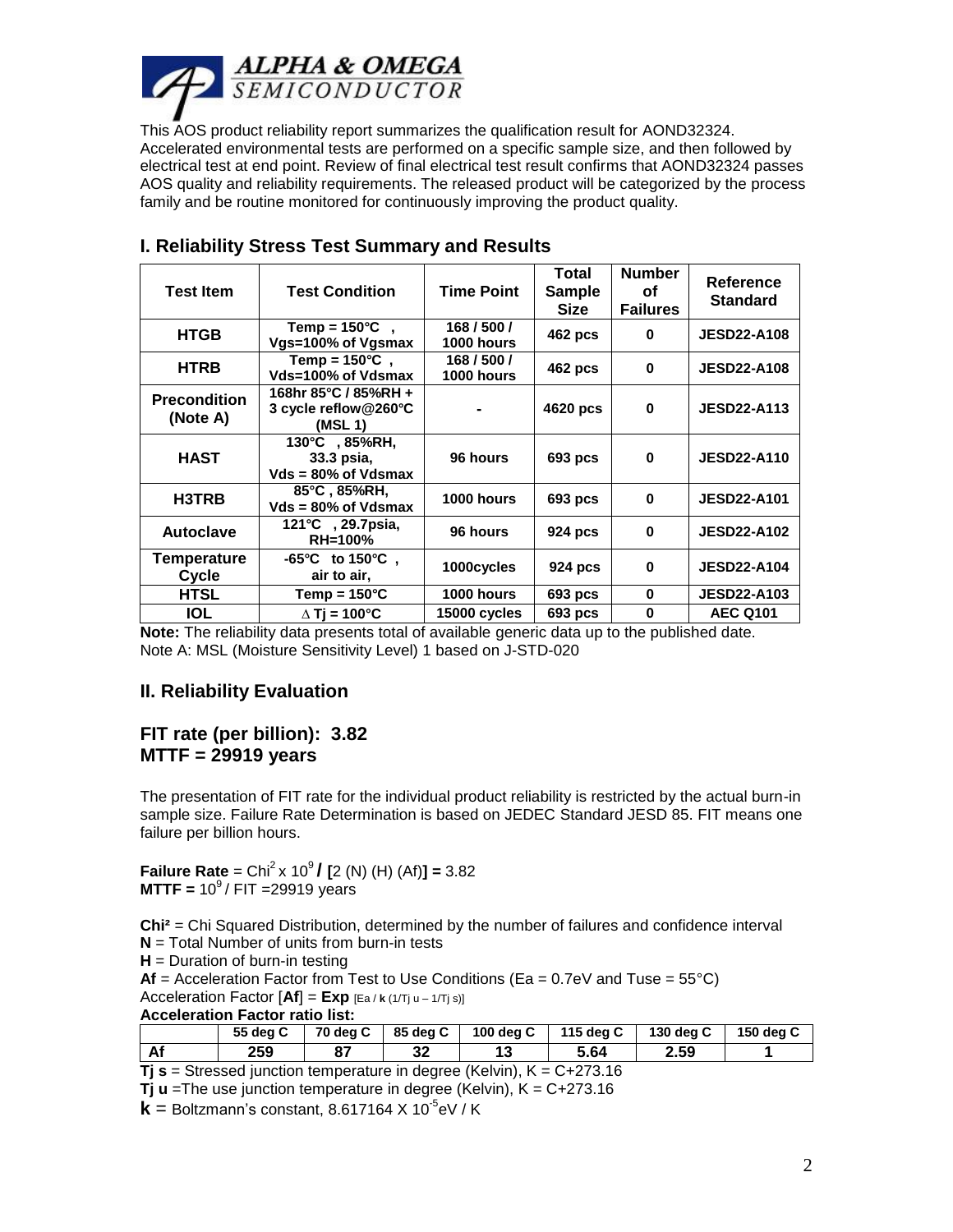This AOS product reliability report summarizes the qualification result for AOND32324. Accelerated environmental tests are performed on a specific sample size, and then followed by electrical test at end point. Review of final electrical test result confirms that AOND32324 passes AOS quality and reliability requirements. The released product will be categorized by the process family and be routine monitored for continuously improving the product quality.

## I. Reliability Stress Test Summary and Results

| Test Item | Test Condition | Time Point | Total Sample Size | Number of Failures | Reference Standard |
|---|---|---|---|---|---|
| HTGB | Temp = 150°C , Vgs=100% of Vgsmax | 168 / 500 / 1000 hours | 462 pcs | 0 | JESD22-A108 |
| HTRB | Temp = 150°C , Vds=100% of Vdsmax | 168 / 500 / 1000 hours | 462 pcs | 0 | JESD22-A108 |
| Precondition (Note A) | 168hr 85°C / 85%RH + 3 cycle reflow@260°C (MSL 1) | - | 4620 pcs | 0 | JESD22-A113 |
| HAST | 130°C , 85%RH, 33.3 psia, Vds = 80% of Vdsmax | 96 hours | 693 pcs | 0 | JESD22-A110 |
| H3TRB | 85°C , 85%RH, Vds = 80% of Vdsmax | 1000 hours | 693 pcs | 0 | JESD22-A101 |
| Autoclave | 121°C , 29.7psia, RH=100% | 96 hours | 924 pcs | 0 | JESD22-A102 |
| Temperature Cycle | -65°C to 150°C , air to air, | 1000cycles | 924 pcs | 0 | JESD22-A104 |
| HTSL | Temp = 150°C | 1000 hours | 693 pcs | 0 | JESD22-A103 |
| IOL | $\Delta$ Tj = 100°C | 15000 cycles | 693 pcs | 0 | AEC Q101 |

**Note:** The reliability data presents total of available generic data up to the published date.
Note A: MSL (Moisture Sensitivity Level) 1 based on J-STD-020

## II. Reliability Evaluation

### FIT rate (per billion): 3.82
### MTTF = 29919 years

The presentation of FIT rate for the individual product reliability is restricted by the actual burn-in sample size. Failure Rate Determination is based on JEDEC Standard JESD 85. FIT means one failure per billion hours.

**Failure Rate** = $Chi^2 \times 10^9$ **/ [**2 (N) (H) (Af)**] =** 3.82
**MTTF =** $10^9$ / FIT =29919 years

**Chi²** = Chi Squared Distribution, determined by the number of failures and confidence interval
**N** = Total Number of units from burn-in tests
**H** = Duration of burn-in testing
**Af** = Acceleration Factor from Test to Use Conditions (Ea = 0.7eV and Tuse = 55°C)
Acceleration Factor [**Af**] = **Exp** [Ea / **k** (1/Tj u – 1/Tj s)]

**Acceleration Factor ratio list:**

| | 55 deg C | 70 deg C | 85 deg C | 100 deg C | 115 deg C | 130 deg C | 150 deg C |
|---|---|---|---|---|---|---|---|
| Af | 259 | 87 | 32 | 13 | 5.64 | 2.59 | 1 |

**Tj s** = Stressed junction temperature in degree (Kelvin), K = C+273.16
**Tj u** =The use junction temperature in degree (Kelvin), K = C+273.16
**k** = Boltzmann's constant, 8.617164 X $10^{-5}$eV / K